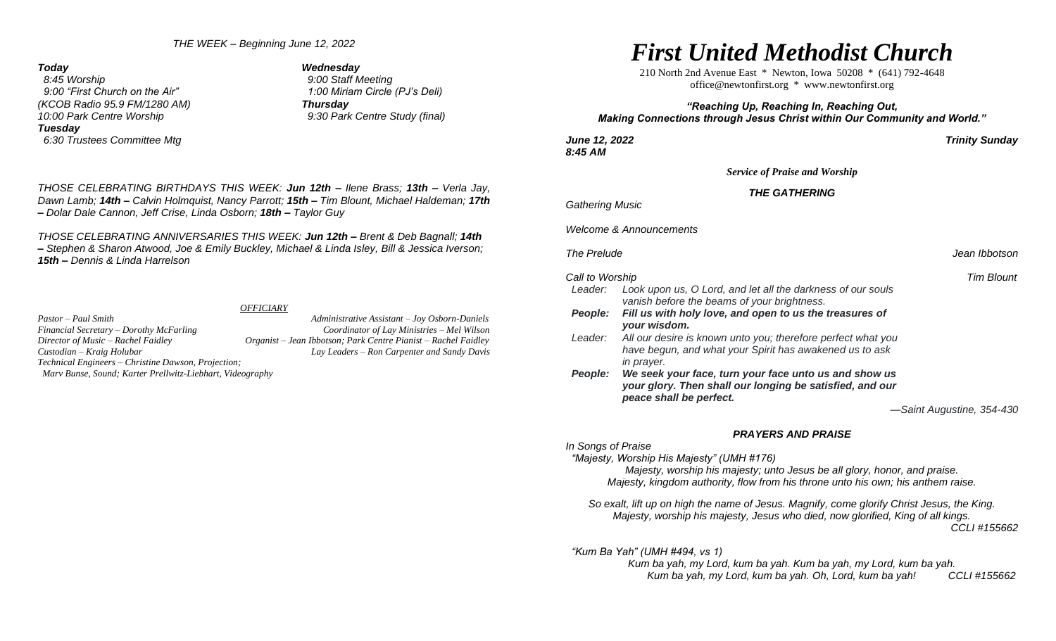*THE WEEK – Beginning June 12, 2022*

***Today***
*8:45 Worship*
*9:00 "First Church on the Air"*
*(KCOB Radio 95.9 FM/1280 AM)*
*10:00 Park Centre Worship*

***Tuesday***
*6:30 Trustees Committee Mtg*

***Wednesday***
*9:00 Staff Meeting*
*1:00 Miriam Circle (PJ's Deli)*

***Thursday***
*9:30 Park Centre Study (final)*

*THOSE CELEBRATING BIRTHDAYS THIS WEEK:* ***Jun 12th –*** *Ilene Brass;* ***13th –*** *Verla Jay, Dawn Lamb;* ***14th –*** *Calvin Holmquist, Nancy Parrott;* ***15th –*** *Tim Blount, Michael Haldeman;* ***17th –*** *Dolar Dale Cannon, Jeff Crise, Linda Osborn;* ***18th –*** *Taylor Guy*

*THOSE CELEBRATING ANNIVERSARIES THIS WEEK:* ***Jun 12th –*** *Brent & Deb Bagnall;* ***14th –*** *Stephen & Sharon Atwood, Joe & Emily Buckley, Michael & Linda Isley, Bill & Jessica Iverson;* ***15th –*** *Dennis & Linda Harrelson*

*OFFICIARY*

*Pastor – Paul Smith*
*Administrative Assistant – Joy Osborn-Daniels*
*Financial Secretary – Dorothy McFarling*
*Coordinator of Lay Ministries – Mel Wilson*
*Director of Music – Rachel Faidley*
*Organist – Jean Ibbotson; Park Centre Pianist – Rachel Faidley*
*Custodian – Kraig Holubar*
*Lay Leaders – Ron Carpenter and Sandy Davis*
*Technical Engineers – Christine Dawson, Projection; Marv Bunse, Sound; Karter Prellwitz-Liebhart, Videography*

# *First United Methodist Church*

210 North 2nd Avenue East * Newton, Iowa 50208 * (641) 792-4648
office@newtonfirst.org * www.newtonfirst.org

***"Reaching Up, Reaching In, Reaching Out,***
***Making Connections through Jesus Christ within Our Community and World."***

***June 12, 2022*** ***Trinity Sunday***
***8:45 AM***

***Service of Praise and Worship***

## ***THE GATHERING***

*Gathering Music*

*Welcome & Announcements*

*The Prelude* — *Jean Ibbotson*

*Call to Worship* — *Tim Blount*

*Leader:* *Look upon us, O Lord, and let all the darkness of our souls vanish before the beams of your brightness.*
***People:*** ***Fill us with holy love, and open to us the treasures of your wisdom.***
*Leader:* *All our desire is known unto you; therefore perfect what you have begun, and what your Spirit has awakened us to ask in prayer.*
***People:*** ***We seek your face, turn your face unto us and show us your glory. Then shall our longing be satisfied, and our peace shall be perfect.***

*—Saint Augustine, 354-430*

## ***PRAYERS AND PRAISE***

*In Songs of Praise*

*"Majesty, Worship His Majesty" (UMH #176)*

*Majesty, worship his majesty; unto Jesus be all glory, honor, and praise.*
*Majesty, kingdom authority, flow from his throne unto his own; his anthem raise.*

*So exalt, lift up on high the name of Jesus. Magnify, come glorify Christ Jesus, the King.*
*Majesty, worship his majesty, Jesus who died, now glorified, King of all kings.*
*CCLI #155662*

*"Kum Ba Yah" (UMH #494, vs 1)*

*Kum ba yah, my Lord, kum ba yah. Kum ba yah, my Lord, kum ba yah.*
*Kum ba yah, my Lord, kum ba yah. Oh, Lord, kum ba yah!* *CCLI #155662*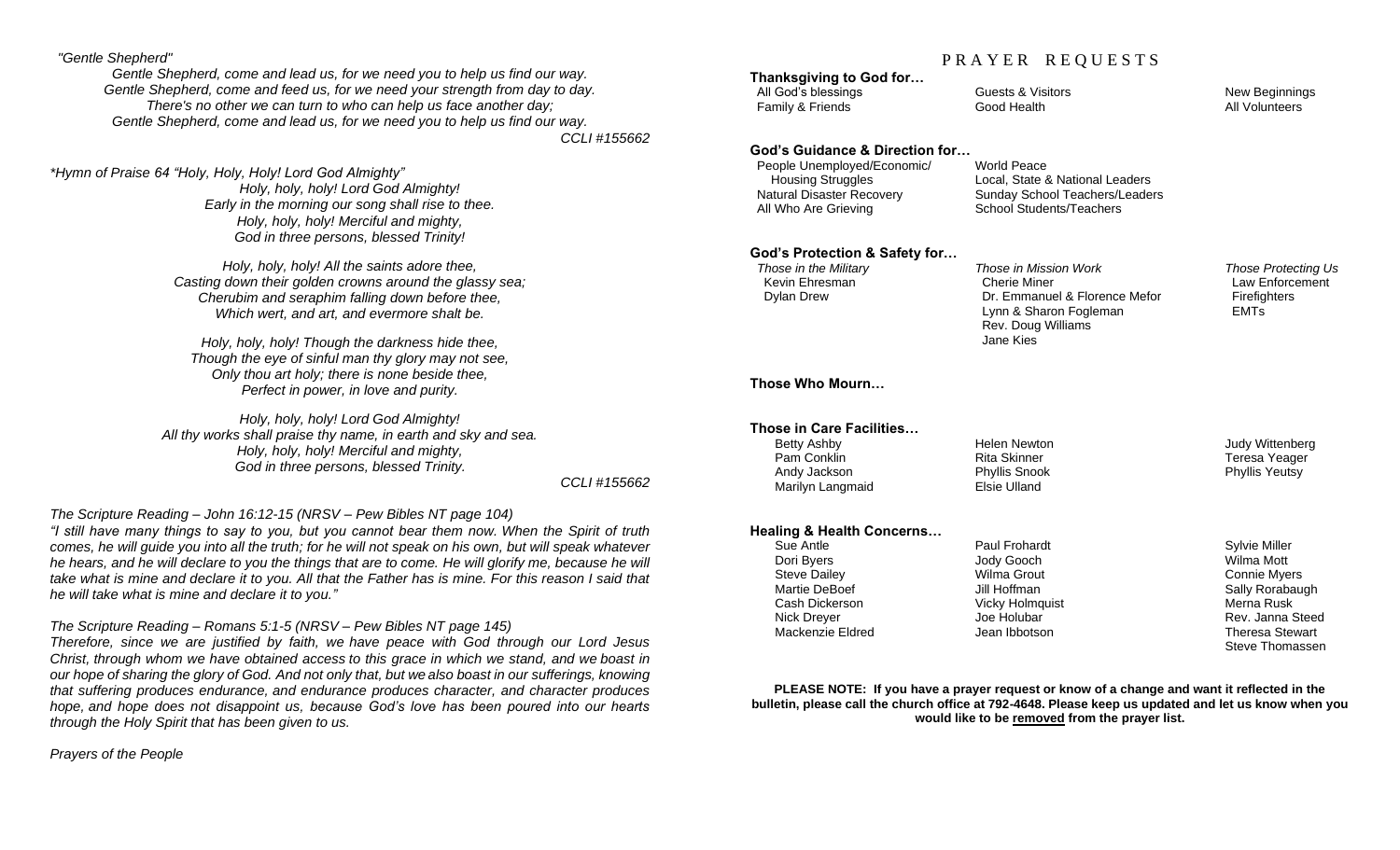*"Gentle Shepherd"*

*Gentle Shepherd, come and lead us, for we need you to help us find our way.*
*Gentle Shepherd, come and feed us, for we need your strength from day to day.*
*There's no other we can turn to who can help us face another day;*
*Gentle Shepherd, come and lead us, for we need you to help us find our way.*

*CCLI #155662*

*\*Hymn of Praise 64 "Holy, Holy, Holy! Lord God Almighty"*

*Holy, holy, holy! Lord God Almighty!*
*Early in the morning our song shall rise to thee.*
*Holy, holy, holy! Merciful and mighty,*
*God in three persons, blessed Trinity!*

*Holy, holy, holy! All the saints adore thee,*
*Casting down their golden crowns around the glassy sea;*
*Cherubim and seraphim falling down before thee,*
*Which wert, and art, and evermore shalt be.*

*Holy, holy, holy! Though the darkness hide thee,*
*Though the eye of sinful man thy glory may not see,*
*Only thou art holy; there is none beside thee,*
*Perfect in power, in love and purity.*

*Holy, holy, holy! Lord God Almighty!*
*All thy works shall praise thy name, in earth and sky and sea.*
*Holy, holy, holy! Merciful and mighty,*
*God in three persons, blessed Trinity.*

*CCLI #155662*

*The Scripture Reading – John 16:12-15 (NRSV – Pew Bibles NT page 104)*

*"I still have many things to say to you, but you cannot bear them now. When the Spirit of truth comes, he will guide you into all the truth; for he will not speak on his own, but will speak whatever he hears, and he will declare to you the things that are to come. He will glorify me, because he will take what is mine and declare it to you. All that the Father has is mine. For this reason I said that he will take what is mine and declare it to you."*

*The Scripture Reading – Romans 5:1-5 (NRSV – Pew Bibles NT page 145)*

*Therefore, since we are justified by faith, we have peace with God through our Lord Jesus Christ, through whom we have obtained access to this grace in which we stand, and we boast in our hope of sharing the glory of God. And not only that, but we also boast in our sufferings, knowing that suffering produces endurance, and endurance produces character, and character produces hope, and hope does not disappoint us, because God's love has been poured into our hearts through the Holy Spirit that has been given to us.*

*Prayers of the People*

# PRAYER REQUESTS

**Thanksgiving to God for…**

All God's blessings
Family & Friends
Guests & Visitors
Good Health
New Beginnings
All Volunteers

**God's Guidance & Direction for…**

People Unemployed/Economic/Housing Struggles
Natural Disaster Recovery
All Who Are Grieving
World Peace
Local, State & National Leaders
Sunday School Teachers/Leaders
School Students/Teachers

**God's Protection & Safety for…**

*Those in the Military*
Kevin Ehresman
Dylan Drew

*Those in Mission Work*
Cherie Miner
Dr. Emmanuel & Florence Mefor
Lynn & Sharon Fogleman
Rev. Doug Williams
Jane Kies

*Those Protecting Us*
Law Enforcement
Firefighters
EMTs

**Those Who Mourn…**

**Those in Care Facilities…**

Betty Ashby
Pam Conklin
Andy Jackson
Marilyn Langmaid
Helen Newton
Rita Skinner
Phyllis Snook
Elsie Ulland
Judy Wittenberg
Teresa Yeager
Phyllis Yeutsy

**Healing & Health Concerns…**

Sue Antle
Dori Byers
Steve Dailey
Martie DeBoef
Cash Dickerson
Nick Dreyer
Mackenzie Eldred
Paul Frohardt
Jody Gooch
Wilma Grout
Jill Hoffman
Vicky Holmquist
Joe Holubar
Jean Ibbotson
Sylvie Miller
Wilma Mott
Connie Myers
Sally Rorabaugh
Merna Rusk
Rev. Janna Steed
Theresa Stewart
Steve Thomassen

**PLEASE NOTE: If you have a prayer request or know of a change and want it reflected in the bulletin, please call the church office at 792-4648. Please keep us updated and let us know when you would like to be removed from the prayer list.**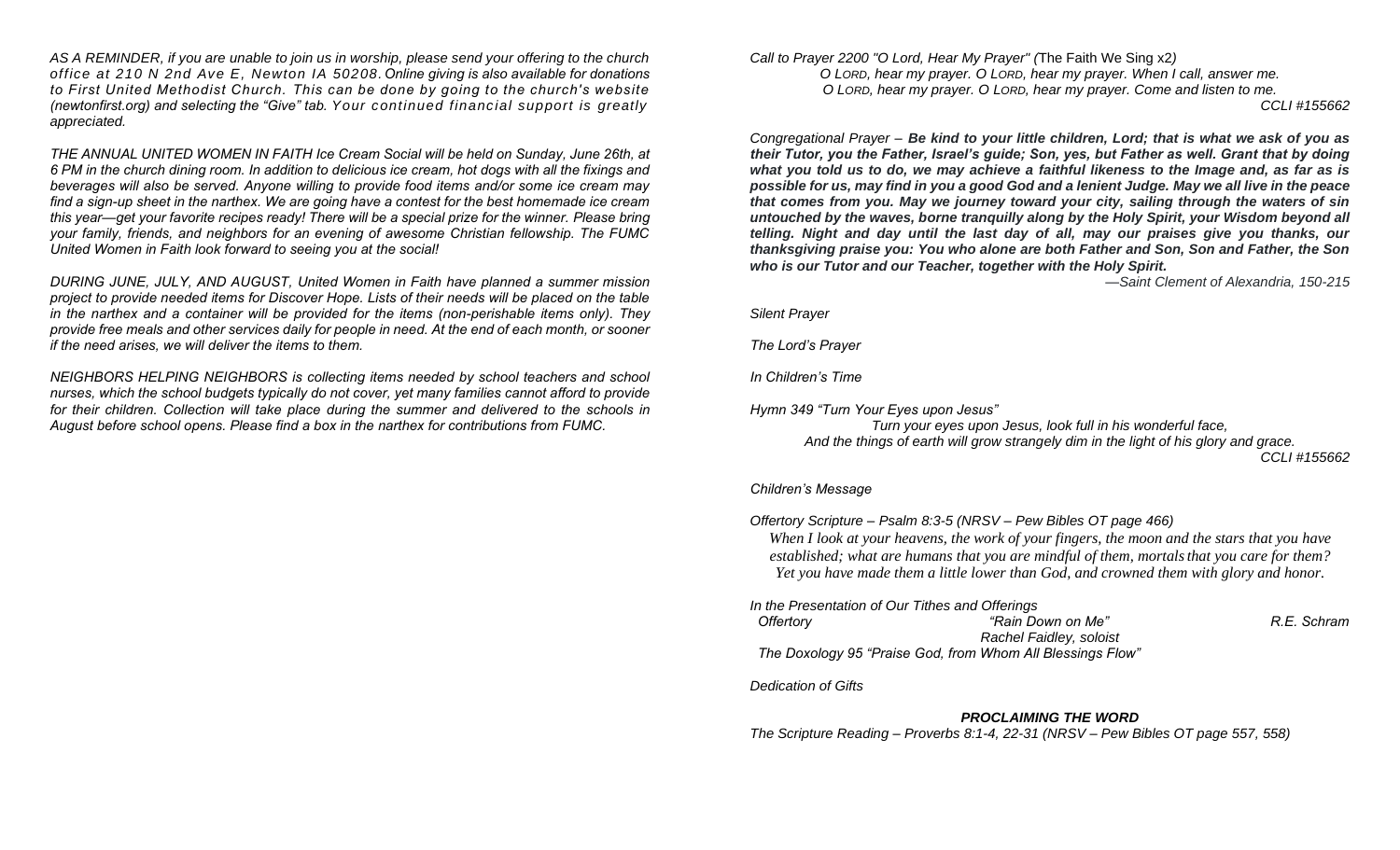*AS A REMINDER, if you are unable to join us in worship, please send your offering to the church office at 210 N 2nd Ave E, Newton IA 50208. Online giving is also available for donations to First United Methodist Church. This can be done by going to the church's website (newtonfirst.org) and selecting the "Give" tab. Your continued financial support is greatly appreciated.*

*THE ANNUAL UNITED WOMEN IN FAITH Ice Cream Social will be held on Sunday, June 26th, at 6 PM in the church dining room. In addition to delicious ice cream, hot dogs with all the fixings and beverages will also be served. Anyone willing to provide food items and/or some ice cream may find a sign-up sheet in the narthex. We are going have a contest for the best homemade ice cream this year—get your favorite recipes ready! There will be a special prize for the winner. Please bring your family, friends, and neighbors for an evening of awesome Christian fellowship. The FUMC United Women in Faith look forward to seeing you at the social!*

*DURING JUNE, JULY, AND AUGUST, United Women in Faith have planned a summer mission project to provide needed items for Discover Hope. Lists of their needs will be placed on the table in the narthex and a container will be provided for the items (non-perishable items only). They provide free meals and other services daily for people in need. At the end of each month, or sooner if the need arises, we will deliver the items to them.*

*NEIGHBORS HELPING NEIGHBORS is collecting items needed by school teachers and school nurses, which the school budgets typically do not cover, yet many families cannot afford to provide for their children. Collection will take place during the summer and delivered to the schools in August before school opens. Please find a box in the narthex for contributions from FUMC.*

*Call to Prayer 2200 "O Lord, Hear My Prayer" (*The Faith We Sing x2*)*

*O LORD, hear my prayer. O LORD, hear my prayer. When I call, answer me.*
*O LORD, hear my prayer. O LORD, hear my prayer. Come and listen to me.*

*CCLI #155662*

*Congregational Prayer –* ***Be kind to your little children, Lord; that is what we ask of you as their Tutor, you the Father, Israel's guide; Son, yes, but Father as well. Grant that by doing what you told us to do, we may achieve a faithful likeness to the Image and, as far as is possible for us, may find in you a good God and a lenient Judge. May we all live in the peace that comes from you. May we journey toward your city, sailing through the waters of sin untouched by the waves, borne tranquilly along by the Holy Spirit, your Wisdom beyond all telling. Night and day until the last day of all, may our praises give you thanks, our thanksgiving praise you: You who alone are both Father and Son, Son and Father, the Son who is our Tutor and our Teacher, together with the Holy Spirit.***

*—Saint Clement of Alexandria, 150-215*

*Silent Prayer*

*The Lord's Prayer*

*In Children's Time*

*Hymn 349 "Turn Your Eyes upon Jesus"*

*Turn your eyes upon Jesus, look full in his wonderful face,*
*And the things of earth will grow strangely dim in the light of his glory and grace.*

*CCLI #155662*

*Children's Message*

*Offertory Scripture – Psalm 8:3-5 (NRSV – Pew Bibles OT page 466)*

*When I look at your heavens, the work of your fingers, the moon and the stars that you have established; what are humans that you are mindful of them, mortals that you care for them? Yet you have made them a little lower than God, and crowned them with glory and honor.*

*In the Presentation of Our Tithes and Offerings*

*Offertory* — *"Rain Down on Me"* — *R.E. Schram*
*Rachel Faidley, soloist*

*The Doxology 95 "Praise God, from Whom All Blessings Flow"*

*Dedication of Gifts*

***PROCLAIMING THE WORD***

*The Scripture Reading – Proverbs 8:1-4, 22-31 (NRSV – Pew Bibles OT page 557, 558)*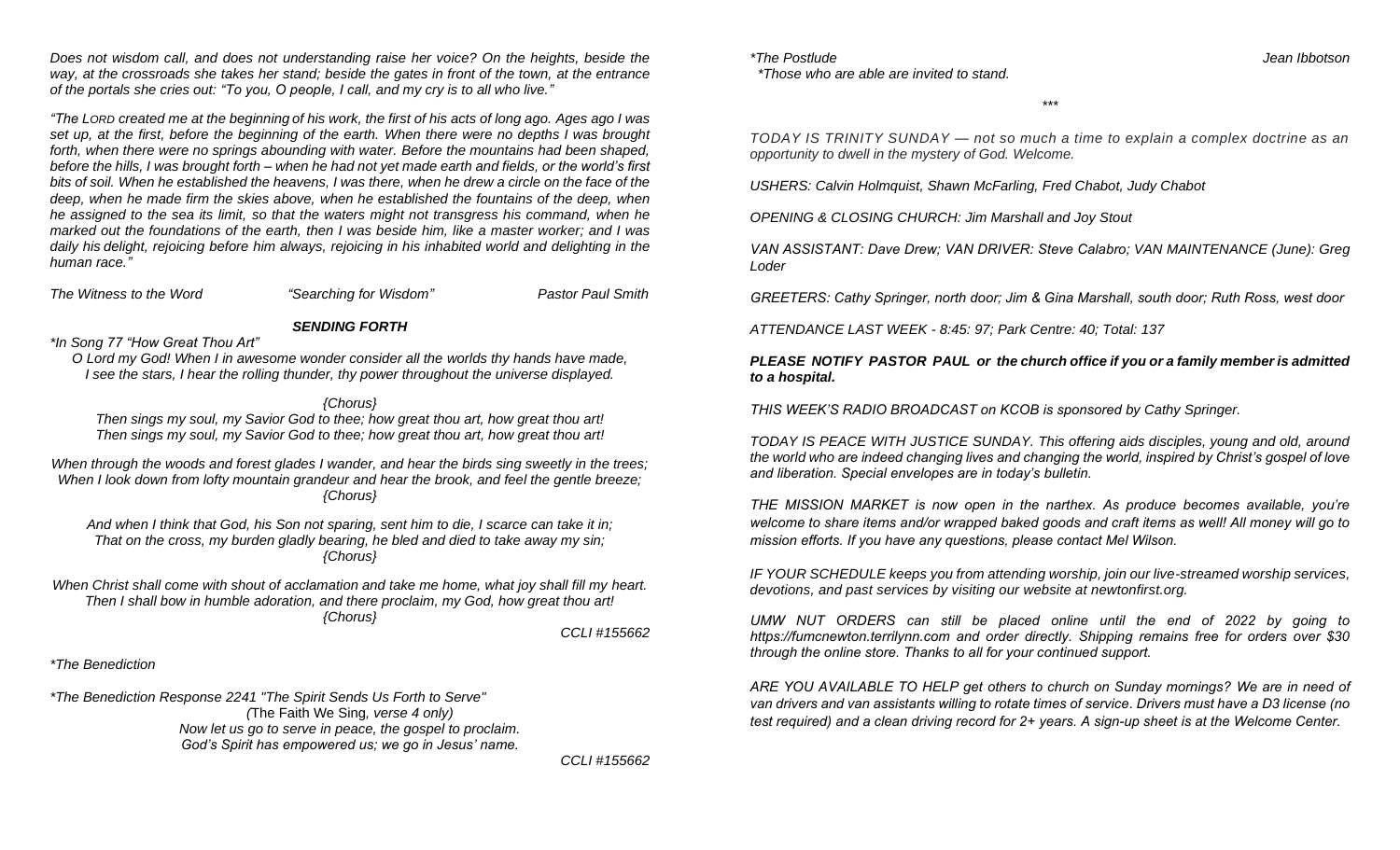*Does not wisdom call, and does not understanding raise her voice? On the heights, beside the way, at the crossroads she takes her stand; beside the gates in front of the town, at the entrance of the portals she cries out: "To you, O people, I call, and my cry is to all who live."*

*"The LORD created me at the beginning of his work, the first of his acts of long ago. Ages ago I was set up, at the first, before the beginning of the earth. When there were no depths I was brought forth, when there were no springs abounding with water. Before the mountains had been shaped, before the hills, I was brought forth – when he had not yet made earth and fields, or the world's first bits of soil. When he established the heavens, I was there, when he drew a circle on the face of the deep, when he made firm the skies above, when he established the fountains of the deep, when he assigned to the sea its limit, so that the waters might not transgress his command, when he marked out the foundations of the earth, then I was beside him, like a master worker; and I was daily his delight, rejoicing before him always, rejoicing in his inhabited world and delighting in the human race."*

*The Witness to the Word* *"Searching for Wisdom"* *Pastor Paul Smith*

### *SENDING FORTH*

*\*In Song 77 "How Great Thou Art"*

*O Lord my God! When I in awesome wonder consider all the worlds thy hands have made,*
*I see the stars, I hear the rolling thunder, thy power throughout the universe displayed.*

*{Chorus}*
*Then sings my soul, my Savior God to thee; how great thou art, how great thou art!*
*Then sings my soul, my Savior God to thee; how great thou art, how great thou art!*

*When through the woods and forest glades I wander, and hear the birds sing sweetly in the trees;*
*When I look down from lofty mountain grandeur and hear the brook, and feel the gentle breeze;*
*{Chorus}*

*And when I think that God, his Son not sparing, sent him to die, I scarce can take it in;*
*That on the cross, my burden gladly bearing, he bled and died to take away my sin;*
*{Chorus}*

*When Christ shall come with shout of acclamation and take me home, what joy shall fill my heart.*
*Then I shall bow in humble adoration, and there proclaim, my God, how great thou art!*
*{Chorus}*

*CCLI #155662*

*\*The Benediction*

*\*The Benediction Response 2241 "The Spirit Sends Us Forth to Serve"*
*(*The Faith We Sing*, verse 4 only)*
*Now let us go to serve in peace, the gospel to proclaim.*
*God's Spirit has empowered us; we go in Jesus' name.*

*CCLI #155662*

*\*The Postlude* *Jean Ibbotson*
*\*Those who are able are invited to stand.*

\*\*\*

*TODAY IS TRINITY SUNDAY — not so much a time to explain a complex doctrine as an opportunity to dwell in the mystery of God. Welcome.*

*USHERS: Calvin Holmquist, Shawn McFarling, Fred Chabot, Judy Chabot*

*OPENING & CLOSING CHURCH: Jim Marshall and Joy Stout*

*VAN ASSISTANT: Dave Drew; VAN DRIVER: Steve Calabro; VAN MAINTENANCE (June): Greg Loder*

*GREETERS: Cathy Springer, north door; Jim & Gina Marshall, south door; Ruth Ross, west door*

*ATTENDANCE LAST WEEK - 8:45: 97; Park Centre: 40; Total: 137*

***PLEASE NOTIFY PASTOR PAUL or the church office if you or a family member is admitted to a hospital.***

*THIS WEEK'S RADIO BROADCAST on KCOB is sponsored by Cathy Springer.*

*TODAY IS PEACE WITH JUSTICE SUNDAY. This offering aids disciples, young and old, around the world who are indeed changing lives and changing the world, inspired by Christ's gospel of love and liberation. Special envelopes are in today's bulletin.*

*THE MISSION MARKET is now open in the narthex. As produce becomes available, you're welcome to share items and/or wrapped baked goods and craft items as well! All money will go to mission efforts. If you have any questions, please contact Mel Wilson.*

*IF YOUR SCHEDULE keeps you from attending worship, join our live-streamed worship services, devotions, and past services by visiting our website at newtonfirst.org.*

*UMW NUT ORDERS can still be placed online until the end of 2022 by going to https://fumcnewton.terrilynn.com and order directly. Shipping remains free for orders over $30 through the online store. Thanks to all for your continued support.*

*ARE YOU AVAILABLE TO HELP get others to church on Sunday mornings? We are in need of van drivers and van assistants willing to rotate times of service. Drivers must have a D3 license (no test required) and a clean driving record for 2+ years. A sign-up sheet is at the Welcome Center.*